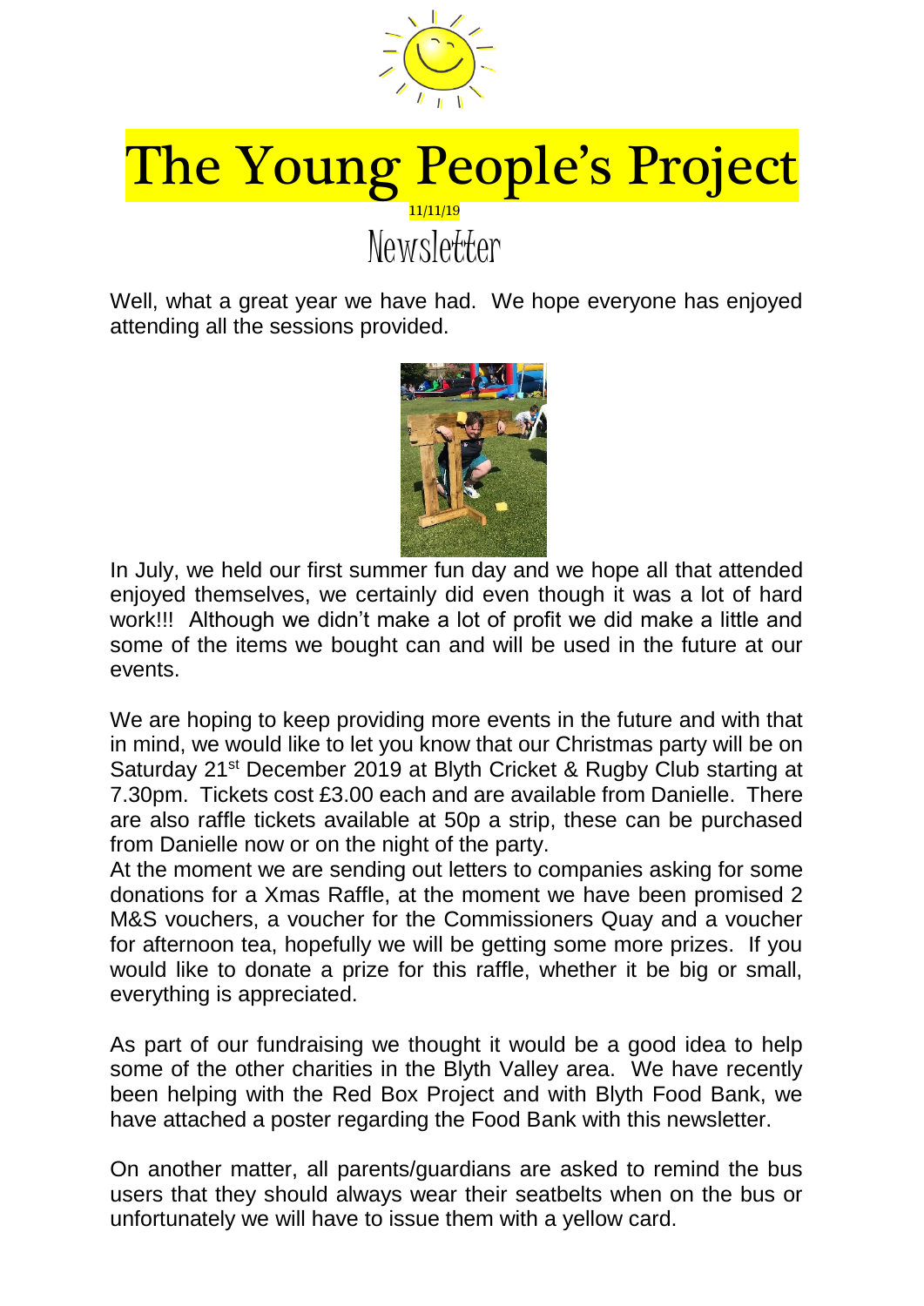# The Young People's Project

11/11/19

## Newsletter

Well, what a great year we have had. We hope everyone has enjoyed attending all the sessions provided.

In July, we held our first summer fun day and we hope all that attended enjoyed themselves, we certainly did even though it was a lot of hard work!!! Although we didn't make a lot of profit we did make a little and some of the items we bought can and will be used in the future at our events.

We are hoping to keep providing more events in the future and with that in mind, we would like to let you know that our Christmas party will be on Saturday 21st December 2019 at Blyth Cricket & Rugby Club starting at 7.30pm. Tickets cost £3.00 each and are available from Danielle. There are also raffle tickets available at 50p a strip, these can be purchased from Danielle now or on the night of the party.

At the moment we are sending out letters to companies asking for some donations for a Xmas Raffle, at the moment we have been promised 2 M&S vouchers, a voucher for the Commissioners Quay and a voucher for afternoon tea, hopefully we will be getting some more prizes. If you would like to donate a prize for this raffle, whether it be big or small, everything is appreciated.

As part of our fundraising we thought it would be a good idea to help some of the other charities in the Blyth Valley area. We have recently been helping with the Red Box Project and with Blyth Food Bank, we have attached a poster regarding the Food Bank with this newsletter.

On another matter, all parents/guardians are asked to remind the bus users that they should always wear their seatbelts when on the bus or unfortunately we will have to issue them with a yellow card.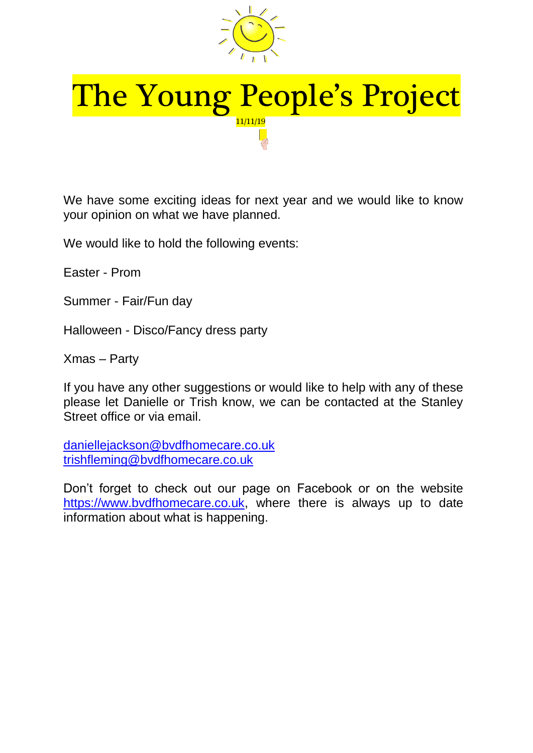# The Young People's Project

11/11/19

We have some exciting ideas for next year and we would like to know your opinion on what we have planned.

We would like to hold the following events:

Easter - Prom

Summer - Fair/Fun day

Halloween - Disco/Fancy dress party

Xmas – Party

If you have any other suggestions or would like to help with any of these please let Danielle or Trish know, we can be contacted at the Stanley Street office or via email.

daniellejackson@bvdfhomecare.co.uk
trishfleming@bvdfhomecare.co.uk

Don't forget to check out our page on Facebook or on the website https://www.bvdfhomecare.co.uk, where there is always up to date information about what is happening.